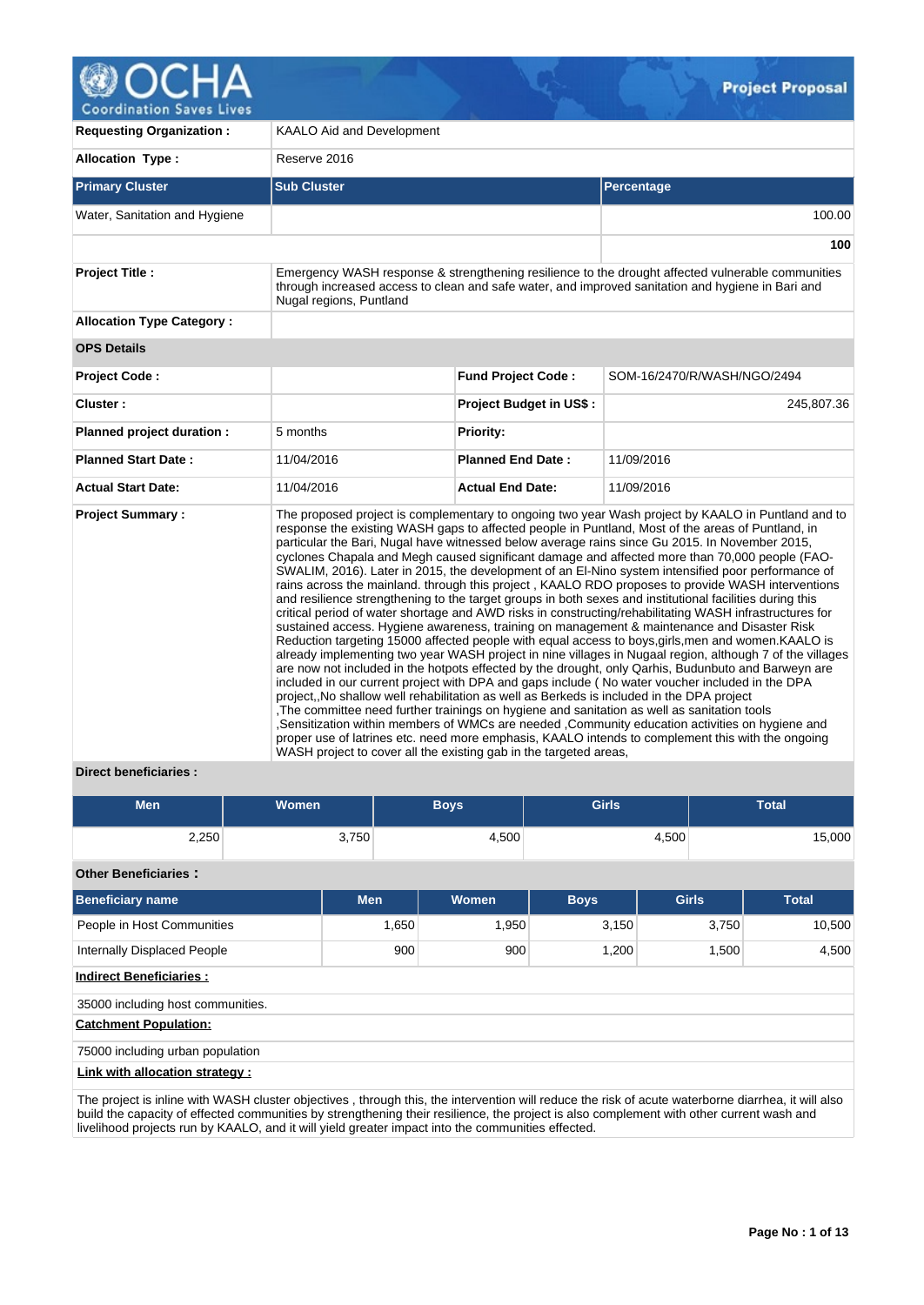# Project Proposal

| | | | |
|---|---|---|---|
| **Requesting Organization :** | KAALO Aid and Development | | |
| **Allocation Type :** | Reserve 2016 | | |

| **Primary Cluster** | **Sub Cluster** | **Percentage** |
|---|---|---|
| Water, Sanitation and Hygiene | | 100.00 |
| | | **100** |

| | |
|---|---|
| **Project Title :** | Emergency WASH response & strengthening resilience to the drought affected vulnerable communities through increased access to clean and safe water, and improved sanitation and hygiene in Bari and Nugal regions, Puntland |
| **Allocation Type Category :** | |

**OPS Details**

| | | | |
|---|---|---|---|
| **Project Code :** | | **Fund Project Code :** | SOM-16/2470/R/WASH/NGO/2494 |
| **Cluster :** | | **Project Budget in US$ :** | 245,807.36 |
| **Planned project duration :** | 5 months | **Priority:** | |
| **Planned Start Date :** | 11/04/2016 | **Planned End Date :** | 11/09/2016 |
| **Actual Start Date:** | 11/04/2016 | **Actual End Date:** | 11/09/2016 |

**Project Summary :**

The proposed project is complementary to ongoing two year Wash project by KAALO in Puntland and to response the existing WASH gaps to affected people in Puntland, Most of the areas of Puntland, in particular the Bari, Nugal have witnessed below average rains since Gu 2015. In November 2015, cyclones Chapala and Megh caused significant damage and affected more than 70,000 people (FAO-SWALIM, 2016). Later in 2015, the development of an El-Nino system intensified poor performance of rains across the mainland. through this project , KAALO RDO proposes to provide WASH interventions and resilience strengthening to the target groups in both sexes and institutional facilities during this critical period of water shortage and AWD risks in constructing/rehabilitating WASH infrastructures for sustained access. Hygiene awareness, training on management & maintenance and Disaster Risk Reduction targeting 15000 affected people with equal access to boys,girls,men and women.KAALO is already implementing two year WASH project in nine villages in Nugaal region, although 7 of the villages are now not included in the hotpots effected by the drought, only Qarhis, Budunbuto and Barweyn are included in our current project with DPA and gaps include ( No water voucher included in the DPA project,,No shallow well rehabilitation as well as Berkeds is included in the DPA project ,The committee need further trainings on hygiene and sanitation as well as sanitation tools ,Sensitization within members of WMCs are needed ,Community education activities on hygiene and proper use of latrines etc. need more emphasis, KAALO intends to complement this with the ongoing WASH project to cover all the existing gab in the targeted areas,

**Direct beneficiaries :**

| Men | Women | Boys | Girls | Total |
|---|---|---|---|---|
| 2,250 | 3,750 | 4,500 | 4,500 | 15,000 |

**Other Beneficiaries :**

| Beneficiary name | Men | Women | Boys | Girls | Total |
|---|---|---|---|---|---|
| People in Host Communities | 1,650 | 1,950 | 3,150 | 3,750 | 10,500 |
| Internally Displaced People | 900 | 900 | 1,200 | 1,500 | 4,500 |

**Indirect Beneficiaries :**

35000 including host communities.

**Catchment Population:**

75000 including urban population

**Link with allocation strategy :**

The project is inline with WASH cluster objectives , through this, the intervention will reduce the risk of acute waterborne diarrhea, it will also build the capacity of effected communities by strengthening their resilience, the project is also complement with other current wash and livelihood projects run by KAALO, and it will yield greater impact into the communities effected.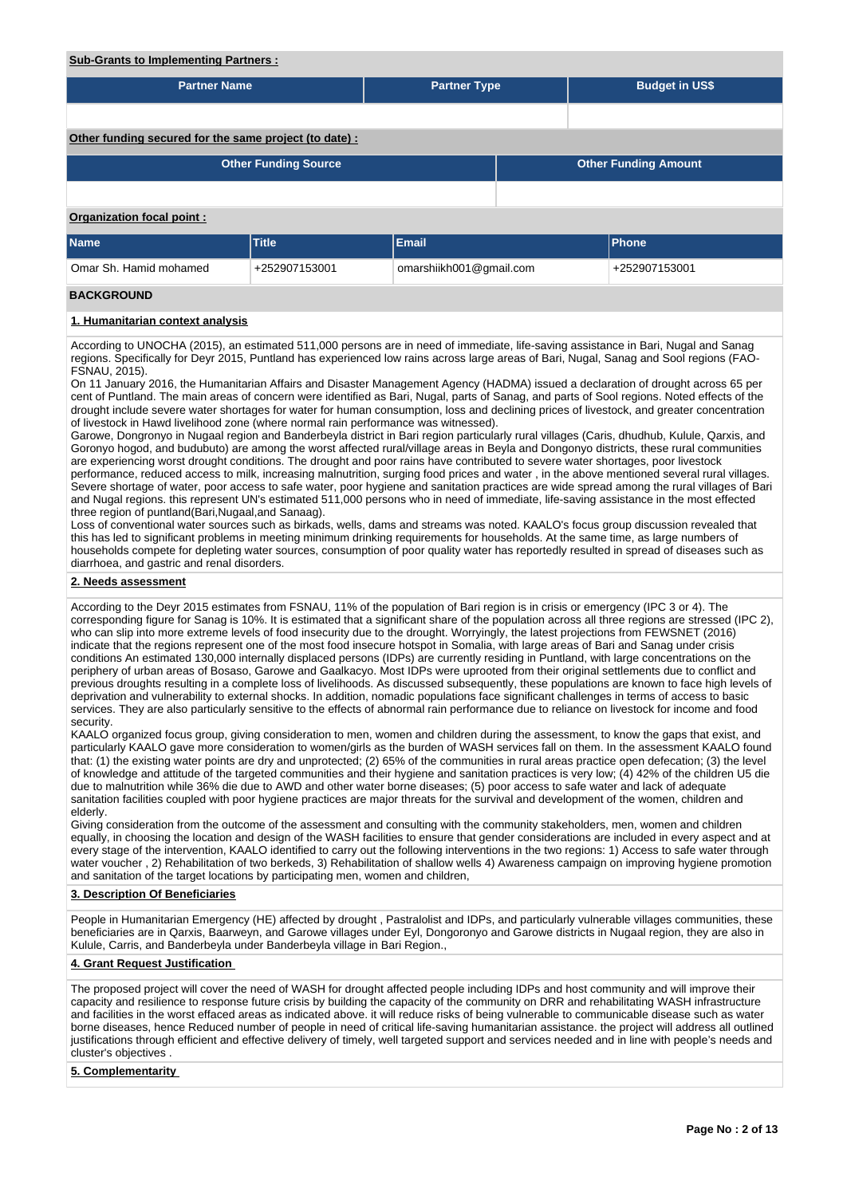**Sub-Grants to Implementing Partners :**

| Partner Name | Partner Type | Budget in US$ |
|---|---|---|
| | | |

**Other funding secured for the same project (to date) :**

| Other Funding Source | Other Funding Amount |
|---|---|
| | |

**Organization focal point :**

| Name | Title | Email | Phone |
|---|---|---|---|
| Omar Sh. Hamid mohamed | +252907153001 | omarshiikh001@gmail.com | +252907153001 |

## BACKGROUND

### 1. Humanitarian context analysis

According to UNOCHA (2015), an estimated 511,000 persons are in need of immediate, life-saving assistance in Bari, Nugal and Sanag regions. Specifically for Deyr 2015, Puntland has experienced low rains across large areas of Bari, Nugal, Sanag and Sool regions (FAO-FSNAU, 2015).
On 11 January 2016, the Humanitarian Affairs and Disaster Management Agency (HADMA) issued a declaration of drought across 65 per cent of Puntland. The main areas of concern were identified as Bari, Nugal, parts of Sanag, and parts of Sool regions. Noted effects of the drought include severe water shortages for human consumption, loss and declining prices of livestock, and greater concentration of livestock in Hawd livelihood zone (where normal rain performance was witnessed).
Garowe, Dongronyo in Nugaal region and Banderbeyla district in Bari region particularly rural villages (Caris, dhudhub, Kulule, Qarxis, and Goronyo hogod, and bududuto) are among the worst affected rural/village areas in Beyla and Dongonyo districts, these rural communities are experiencing worst drought conditions. The drought and poor rains have contributed to severe water shortages, poor livestock performance, reduced access to milk, increasing malnutrition, surging food prices and water , in the above mentioned several rural villages. Severe shortage of water, poor access to safe water, poor hygiene and sanitation practices are wide spread among the rural villages of Bari and Nugal regions. this represent UN's estimated 511,000 persons who in need of immediate, life-saving assistance in the most effected three region of puntland(Bari,Nugaal,and Sanaag).
Loss of conventional water sources such as birkads, wells, dams and streams was noted. KAALO's focus group discussion revealed that this has led to significant problems in meeting minimum drinking requirements for households. At the same time, as large numbers of households compete for depleting water sources, consumption of poor quality water has reportedly resulted in spread of diseases such as diarrhoea, and gastric and renal disorders.

### 2. Needs assessment

According to the Deyr 2015 estimates from FSNAU, 11% of the population of Bari region is in crisis or emergency (IPC 3 or 4). The corresponding figure for Sanag is 10%. It is estimated that a significant share of the population across all three regions are stressed (IPC 2), who can slip into more extreme levels of food insecurity due to the drought. Worryingly, the latest projections from FEWSNET (2016) indicate that the regions represent one of the most food insecure hotspot in Somalia, with large areas of Bari and Sanag under crisis conditions An estimated 130,000 internally displaced persons (IDPs) are currently residing in Puntland, with large concentrations on the periphery of urban areas of Bosaso, Garowe and Gaalkacyo. Most IDPs were uprooted from their original settlements due to conflict and previous droughts resulting in a complete loss of livelihoods. As discussed subsequently, these populations are known to face high levels of deprivation and vulnerability to external shocks. In addition, nomadic populations face significant challenges in terms of access to basic services. They are also particularly sensitive to the effects of abnormal rain performance due to reliance on livestock for income and food security.
KAALO organized focus group, giving consideration to men, women and children during the assessment, to know the gaps that exist, and particularly KAALO gave more consideration to women/girls as the burden of WASH services fall on them. In the assessment KAALO found that: (1) the existing water points are dry and unprotected; (2) 65% of the communities in rural areas practice open defecation; (3) the level of knowledge and attitude of the targeted communities and their hygiene and sanitation practices is very low; (4) 42% of the children U5 die due to malnutrition while 36% die due to AWD and other water borne diseases; (5) poor access to safe water and lack of adequate sanitation facilities coupled with poor hygiene practices are major threats for the survival and development of the women, children and elderly.
Giving consideration from the outcome of the assessment and consulting with the community stakeholders, men, women and children equally, in choosing the location and design of the WASH facilities to ensure that gender considerations are included in every aspect and at every stage of the intervention, KAALO identified to carry out the following interventions in the two regions: 1) Access to safe water through water voucher , 2) Rehabilitation of two berkeds, 3) Rehabilitation of shallow wells 4) Awareness campaign on improving hygiene promotion and sanitation of the target locations by participating men, women and children,

### 3. Description Of Beneficiaries

People in Humanitarian Emergency (HE) affected by drought , Pastralolist and IDPs, and particularly vulnerable villages communities, these beneficiaries are in Qarxis, Baarweyn, and Garowe villages under Eyl, Dongoronyo and Garowe districts in Nugaal region, they are also in Kulule, Carris, and Banderbeyla under Banderbeyla village in Bari Region.,

### 4. Grant Request Justification

The proposed project will cover the need of WASH for drought affected people including IDPs and host community and will improve their capacity and resilience to response future crisis by building the capacity of the community on DRR and rehabilitating WASH infrastructure and facilities in the worst effaced areas as indicated above. it will reduce risks of being vulnerable to communicable disease such as water borne diseases, hence Reduced number of people in need of critical life-saving humanitarian assistance. the project will address all outlined justifications through efficient and effective delivery of timely, well targeted support and services needed and in line with people's needs and cluster's objectives .

### 5. Complementarity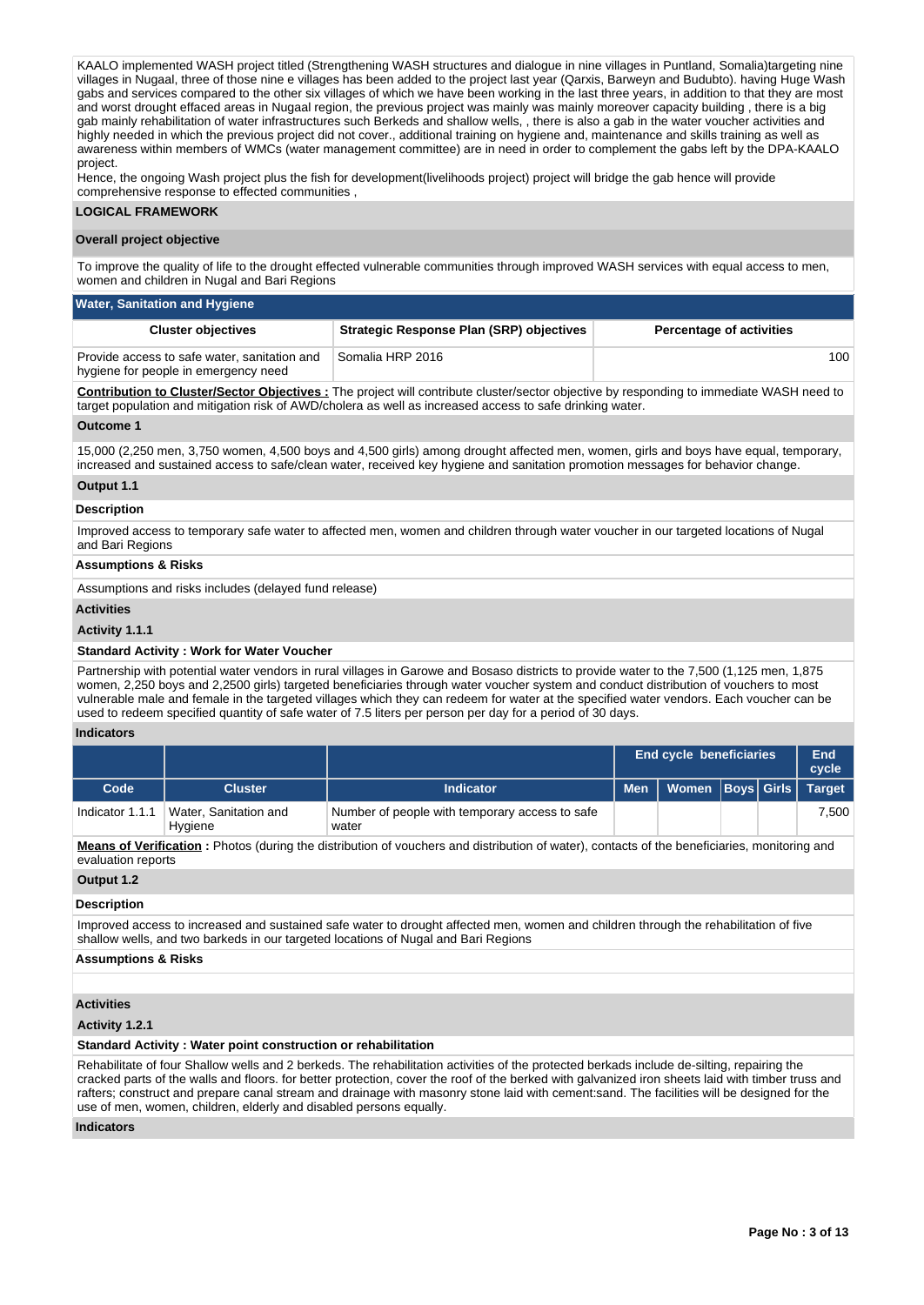KAALO implemented WASH project titled (Strengthening WASH structures and dialogue in nine villages in Puntland, Somalia)targeting nine villages in Nugaal, three of those nine e villages has been added to the project last year (Qarxis, Barweyn and Budubto). having Huge Wash gabs and services compared to the other six villages of which we have been working in the last three years, in addition to that they are most and worst drought effaced areas in Nugaal region, the previous project was mainly was mainly moreover capacity building , there is a big gab mainly rehabilitation of water infrastructures such Berkeds and shallow wells, , there is also a gab in the water voucher activities and highly needed in which the previous project did not cover., additional training on hygiene and, maintenance and skills training as well as awareness within members of WMCs (water management committee) are in need in order to complement the gabs left by the DPA-KAALO project.

Hence, the ongoing Wash project plus the fish for development(livelihoods project) project will bridge the gab hence will provide comprehensive response to effected communities ,

## LOGICAL FRAMEWORK

### Overall project objective

To improve the quality of life to the drought effected vulnerable communities through improved WASH services with equal access to men, women and children in Nugal and Bari Regions

### Water, Sanitation and Hygiene

| Cluster objectives | Strategic Response Plan (SRP) objectives | Percentage of activities |
|---|---|---|
| Provide access to safe water, sanitation and hygiene for people in emergency need | Somalia HRP 2016 | 100 |

**Contribution to Cluster/Sector Objectives :** The project will contribute cluster/sector objective by responding to immediate WASH need to target population and mitigation risk of AWD/cholera as well as increased access to safe drinking water.

### Outcome 1

15,000 (2,250 men, 3,750 women, 4,500 boys and 4,500 girls) among drought affected men, women, girls and boys have equal, temporary, increased and sustained access to safe/clean water, received key hygiene and sanitation promotion messages for behavior change.

### Output 1.1

**Description**

Improved access to temporary safe water to affected men, women and children through water voucher in our targeted locations of Nugal and Bari Regions

**Assumptions & Risks**

Assumptions and risks includes (delayed fund release)

**Activities**

**Activity 1.1.1**

**Standard Activity : Work for Water Voucher**

Partnership with potential water vendors in rural villages in Garowe and Bosaso districts to provide water to the 7,500 (1,125 men, 1,875 women, 2,250 boys and 2,2500 girls) targeted beneficiaries through water voucher system and conduct distribution of vouchers to most vulnerable male and female in the targeted villages which they can redeem for water at the specified water vendors. Each voucher can be used to redeem specified quantity of safe water of 7.5 liters per person per day for a period of 30 days.

**Indicators**

| | | | End cycle beneficiaries | | | | End cycle |
|---|---|---|---|---|---|---|---|
| Code | Cluster | Indicator | Men | Women | Boys | Girls | Target |
| Indicator 1.1.1 | Water, Sanitation and Hygiene | Number of people with temporary access to safe water | | | | | 7,500 |

**Means of Verification :** Photos (during the distribution of vouchers and distribution of water), contacts of the beneficiaries, monitoring and evaluation reports

### Output 1.2

**Description**

Improved access to increased and sustained safe water to drought affected men, women and children through the rehabilitation of five shallow wells, and two barkeds in our targeted locations of Nugal and Bari Regions

**Assumptions & Risks**

**Activities**

**Activity 1.2.1**

**Standard Activity : Water point construction or rehabilitation**

Rehabilitate of four Shallow wells and 2 berkeds. The rehabilitation activities of the protected berkads include de-silting, repairing the cracked parts of the walls and floors. for better protection, cover the roof of the berked with galvanized iron sheets laid with timber truss and rafters; construct and prepare canal stream and drainage with masonry stone laid with cement:sand. The facilities will be designed for the use of men, women, children, elderly and disabled persons equally.

**Indicators**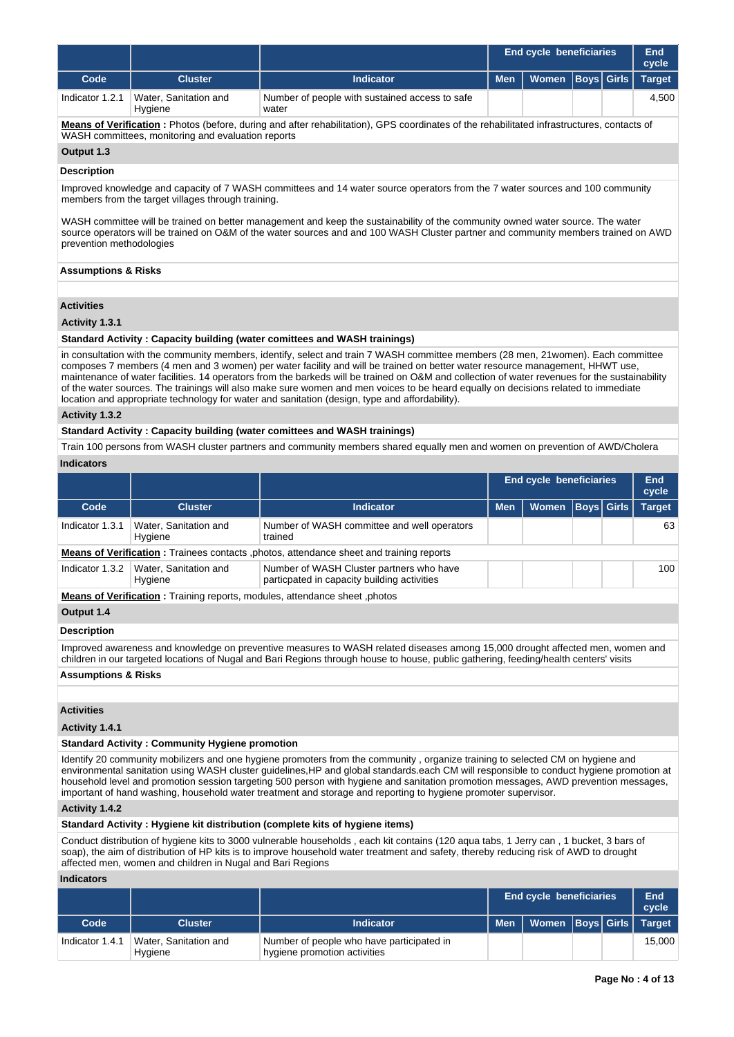| | | | End cycle beneficiaries | | | | End cycle |
|---|---|---|---|---|---|---|---|
| **Code** | **Cluster** | **Indicator** | **Men** | **Women** | **Boys** | **Girls** | **Target** |
| Indicator 1.2.1 | Water, Sanitation and Hygiene | Number of people with sustained access to safe water | | | | | 4,500 |

**Means of Verification :** Photos (before, during and after rehabilitation), GPS coordinates of the rehabilitated infrastructures, contacts of WASH committees, monitoring and evaluation reports

### Output 1.3

**Description**

Improved knowledge and capacity of 7 WASH committees and 14 water source operators from the 7 water sources and 100 community members from the target villages through training.

WASH committee will be trained on better management and keep the sustainability of the community owned water source. The water source operators will be trained on O&M of the water sources and and 100 WASH Cluster partner and community members trained on AWD prevention methodologies

**Assumptions & Risks**

**Activities**

**Activity 1.3.1**

**Standard Activity : Capacity building (water comittees and WASH trainings)**

in consultation with the community members, identify, select and train 7 WASH committee members (28 men, 21women). Each committee composes 7 members (4 men and 3 women) per water facility and will be trained on better water resource management, HHWT use, maintenance of water facilities. 14 operators from the barkeds will be trained on O&M and collection of water revenues for the sustainability of the water sources. The trainings will also make sure women and men voices to be heard equally on decisions related to immediate location and appropriate technology for water and sanitation (design, type and affordability).

**Activity 1.3.2**

**Standard Activity : Capacity building (water comittees and WASH trainings)**

Train 100 persons from WASH cluster partners and community members shared equally men and women on prevention of AWD/Cholera

**Indicators**

| | | | End cycle beneficiaries | | | | End cycle |
|---|---|---|---|---|---|---|---|
| **Code** | **Cluster** | **Indicator** | **Men** | **Women** | **Boys** | **Girls** | **Target** |
| Indicator 1.3.1 | Water, Sanitation and Hygiene | Number of WASH committee and well operators trained | | | | | 63 |
| **Means of Verification :** Trainees contacts ,photos, attendance sheet and training reports | | | | | | | |
| Indicator 1.3.2 | Water, Sanitation and Hygiene | Number of WASH Cluster partners who have particpated in capacity building activities | | | | | 100 |

**Means of Verification :** Training reports, modules, attendance sheet ,photos

### Output 1.4

**Description**

Improved awareness and knowledge on preventive measures to WASH related diseases among 15,000 drought affected men, women and children in our targeted locations of Nugal and Bari Regions through house to house, public gathering, feeding/health centers' visits

**Assumptions & Risks**

**Activities**

**Activity 1.4.1**

**Standard Activity : Community Hygiene promotion**

Identify 20 community mobilizers and one hygiene promoters from the community , organize training to selected CM on hygiene and environmental sanitation using WASH cluster guidelines,HP and global standards.each CM will responsible to conduct hygiene promotion at household level and promotion session targeting 500 person with hygiene and sanitation promotion messages, AWD prevention messages, important of hand washing, household water treatment and storage and reporting to hygiene promoter supervisor.

**Activity 1.4.2**

**Standard Activity : Hygiene kit distribution (complete kits of hygiene items)**

Conduct distribution of hygiene kits to 3000 vulnerable households , each kit contains (120 aqua tabs, 1 Jerry can , 1 bucket, 3 bars of soap), the aim of distribution of HP kits is to improve household water treatment and safety, thereby reducing risk of AWD to drought affected men, women and children in Nugal and Bari Regions

**Indicators**

| | | | End cycle beneficiaries | | | | End cycle |
|---|---|---|---|---|---|---|---|
| **Code** | **Cluster** | **Indicator** | **Men** | **Women** | **Boys** | **Girls** | **Target** |
| Indicator 1.4.1 | Water, Sanitation and Hygiene | Number of people who have participated in hygiene promotion activities | | | | | 15,000 |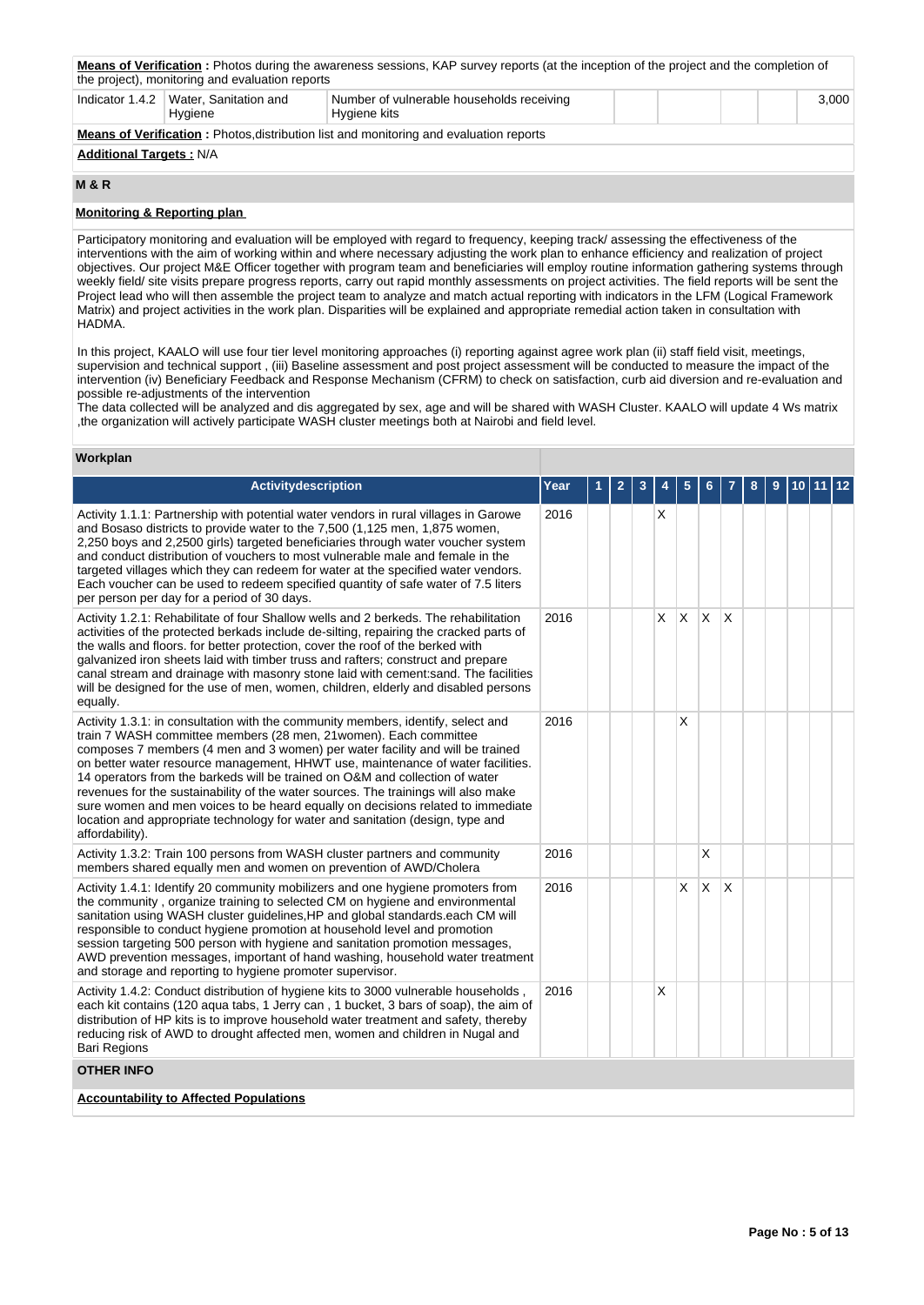**Means of Verification :** Photos during the awareness sessions, KAP survey reports (at the inception of the project and the completion of the project), monitoring and evaluation reports

| Indicator 1.4.2 | Water, Sanitation and Hygiene | Number of vulnerable households receiving Hygiene kits | | | | | 3,000 |
|---|---|---|---|---|---|---|---|

**Means of Verification :** Photos,distribution list and monitoring and evaluation reports

**Additional Targets :** N/A

## M & R

**Monitoring & Reporting plan**

Participatory monitoring and evaluation will be employed with regard to frequency, keeping track/ assessing the effectiveness of the interventions with the aim of working within and where necessary adjusting the work plan to enhance efficiency and realization of project objectives. Our project M&E Officer together with program team and beneficiaries will employ routine information gathering systems through weekly field/ site visits prepare progress reports, carry out rapid monthly assessments on project activities. The field reports will be sent the Project lead who will then assemble the project team to analyze and match actual reporting with indicators in the LFM (Logical Framework Matrix) and project activities in the work plan. Disparities will be explained and appropriate remedial action taken in consultation with HADMA.

In this project, KAALO will use four tier level monitoring approaches (i) reporting against agree work plan (ii) staff field visit, meetings, supervision and technical support , (iii) Baseline assessment and post project assessment will be conducted to measure the impact of the intervention (iv) Beneficiary Feedback and Response Mechanism (CFRM) to check on satisfaction, curb aid diversion and re-evaluation and possible re-adjustments of the intervention
The data collected will be analyzed and dis aggregated by sex, age and will be shared with WASH Cluster. KAALO will update 4 Ws matrix ,the organization will actively participate WASH cluster meetings both at Nairobi and field level.

## Workplan

| Activitydescription | Year | 1 | 2 | 3 | 4 | 5 | 6 | 7 | 8 | 9 | 10 | 11 | 12 |
|---|---|---|---|---|---|---|---|---|---|---|---|---|---|
| Activity 1.1.1: Partnership with potential water vendors in rural villages in Garowe and Bosaso districts to provide water to the 7,500 (1,125 men, 1,875 women, 2,250 boys and 2,2500 girls) targeted beneficiaries through water voucher system and conduct distribution of vouchers to most vulnerable male and female in the targeted villages which they can redeem for water at the specified water vendors. Each voucher can be used to redeem specified quantity of safe water of 7.5 liters per person per day for a period of 30 days. | 2016 | | | | X | | | | | | | | |
| Activity 1.2.1: Rehabilitate of four Shallow wells and 2 berkeds. The rehabilitation activities of the protected berkads include de-silting, repairing the cracked parts of the walls and floors. for better protection, cover the roof of the berked with galvanized iron sheets laid with timber truss and rafters; construct and prepare canal stream and drainage with masonry stone laid with cement:sand. The facilities will be designed for the use of men, women, children, elderly and disabled persons equally. | 2016 | | | | X | X | X | X | | | | | |
| Activity 1.3.1: in consultation with the community members, identify, select and train 7 WASH committee members (28 men, 21women). Each committee composes 7 members (4 men and 3 women) per water facility and will be trained on better water resource management, HHWT use, maintenance of water facilities. 14 operators from the barkeds will be trained on O&M and collection of water revenues for the sustainability of the water sources. The trainings will also make sure women and men voices to be heard equally on decisions related to immediate location and appropriate technology for water and sanitation (design, type and affordability). | 2016 | | | | | X | | | | | | | |
| Activity 1.3.2: Train 100 persons from WASH cluster partners and community members shared equally men and women on prevention of AWD/Cholera | 2016 | | | | | | X | | | | | | |
| Activity 1.4.1: Identify 20 community mobilizers and one hygiene promoters from the community , organize training to selected CM on hygiene and environmental sanitation using WASH cluster guidelines,HP and global standards.each CM will responsible to conduct hygiene promotion at household level and promotion session targeting 500 person with hygiene and sanitation promotion messages, AWD prevention messages, important of hand washing, household water treatment and storage and reporting to hygiene promoter supervisor. | 2016 | | | | | X | X | X | | | | | |
| Activity 1.4.2: Conduct distribution of hygiene kits to 3000 vulnerable households , each kit contains (120 aqua tabs, 1 Jerry can , 1 bucket, 3 bars of soap), the aim of distribution of HP kits is to improve household water treatment and safety, thereby reducing risk of AWD to drought affected men, women and children in Nugal and Bari Regions | 2016 | | | | X | | | | | | | | |

## OTHER INFO

**Accountability to Affected Populations**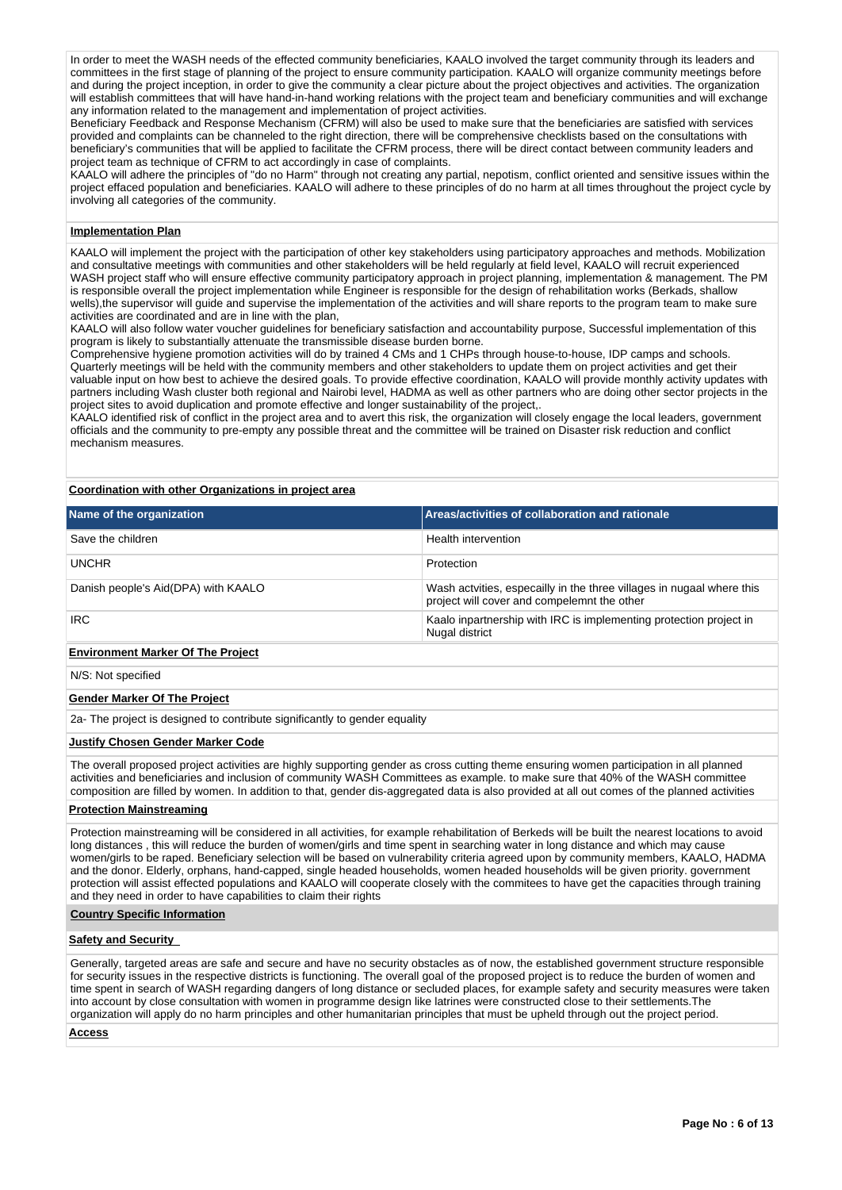In order to meet the WASH needs of the effected community beneficiaries, KAALO involved the target community through its leaders and committees in the first stage of planning of the project to ensure community participation. KAALO will organize community meetings before and during the project inception, in order to give the community a clear picture about the project objectives and activities. The organization will establish committees that will have hand-in-hand working relations with the project team and beneficiary communities and will exchange any information related to the management and implementation of project activities.
Beneficiary Feedback and Response Mechanism (CFRM) will also be used to make sure that the beneficiaries are satisfied with services provided and complaints can be channeled to the right direction, there will be comprehensive checklists based on the consultations with beneficiary's communities that will be applied to facilitate the CFRM process, there will be direct contact between community leaders and project team as technique of CFRM to act accordingly in case of complaints.
KAALO will adhere the principles of "do no Harm" through not creating any partial, nepotism, conflict oriented and sensitive issues within the project effaced population and beneficiaries. KAALO will adhere to these principles of do no harm at all times throughout the project cycle by involving all categories of the community.

**Implementation Plan**

KAALO will implement the project with the participation of other key stakeholders using participatory approaches and methods. Mobilization and consultative meetings with communities and other stakeholders will be held regularly at field level, KAALO will recruit experienced WASH project staff who will ensure effective community participatory approach in project planning, implementation & management. The PM is responsible for overall the project implementation while Engineer is responsible for the design of rehabilitation works (Berkads, shallow wells),the supervisor will guide and supervise the implementation of the activities and will share reports to the program team to make sure activities are coordinated and are in line with the plan,
KAALO will also follow water voucher guidelines for beneficiary satisfaction and accountability purpose, Successful implementation of this program is likely to substantially attenuate the transmissible disease burden borne.
Comprehensive hygiene promotion activities will do by trained 4 CMs and 1 CHPs through house-to-house, IDP camps and schools. Quarterly meetings will be held with the community members and other stakeholders to update them on project activities and get their valuable input on how best to achieve the desired goals. To provide effective coordination, KAALO will provide monthly activity updates with partners including Wash cluster both regional and Nairobi level, HADMA as well as other partners who are doing other sector projects in the project sites to avoid duplication and promote effective and longer sustainability of the project,.
KAALO identified risk of conflict in the project area and to avert this risk, the organization will closely engage the local leaders, government officials and the community to pre-empty any possible threat and the committee will be trained on Disaster risk reduction and conflict mechanism measures.

**Coordination with other Organizations in project area**

| Name of the organization | Areas/activities of collaboration and rationale |
|---|---|
| Save the children | Health intervention |
| UNCHR | Protection |
| Danish people's Aid(DPA) with KAALO | Wash actvities, especailly in the three villages in nugaal where this project will cover and compelemnt the other |
| IRC | Kaalo inpartnership with IRC is implementing protection project in Nugal district |

**Environment Marker Of The Project**

N/S: Not specified

**Gender Marker Of The Project**

2a- The project is designed to contribute significantly to gender equality

**Justify Chosen Gender Marker Code**

The overall proposed project activities are highly supporting gender as cross cutting theme ensuring women participation in all planned activities and beneficiaries and inclusion of community WASH Committees as example. to make sure that 40% of the WASH committee composition are filled by women. In addition to that, gender dis-aggregated data is also provided at all out comes of the planned activities

**Protection Mainstreaming**

Protection mainstreaming will be considered in all activities, for example rehabilitation of Berkeds will be built the nearest locations to avoid long distances , this will reduce the burden of women/girls and time spent in searching water in long distance and which may cause women/girls to be raped. Beneficiary selection will be based on vulnerability criteria agreed upon by community members, KAALO, HADMA and the donor. Elderly, orphans, hand-capped, single headed households, women headed households will be given priority. government protection will assist effected populations and KAALO will cooperate closely with the commitees to have get the capacities through training and they need in order to have capabilities to claim their rights

**Country Specific Information**

**Safety and Security**

Generally, targeted areas are safe and secure and have no security obstacles as of now, the established government structure responsible for security issues in the respective districts is functioning. The overall goal of the proposed project is to reduce the burden of women and time spent in search of WASH regarding dangers of long distance or secluded places, for example safety and security measures were taken into account by close consultation with women in programme design like latrines were constructed close to their settlements.The organization will apply do no harm principles and other humanitarian principles that must be upheld through out the project period.

**Access**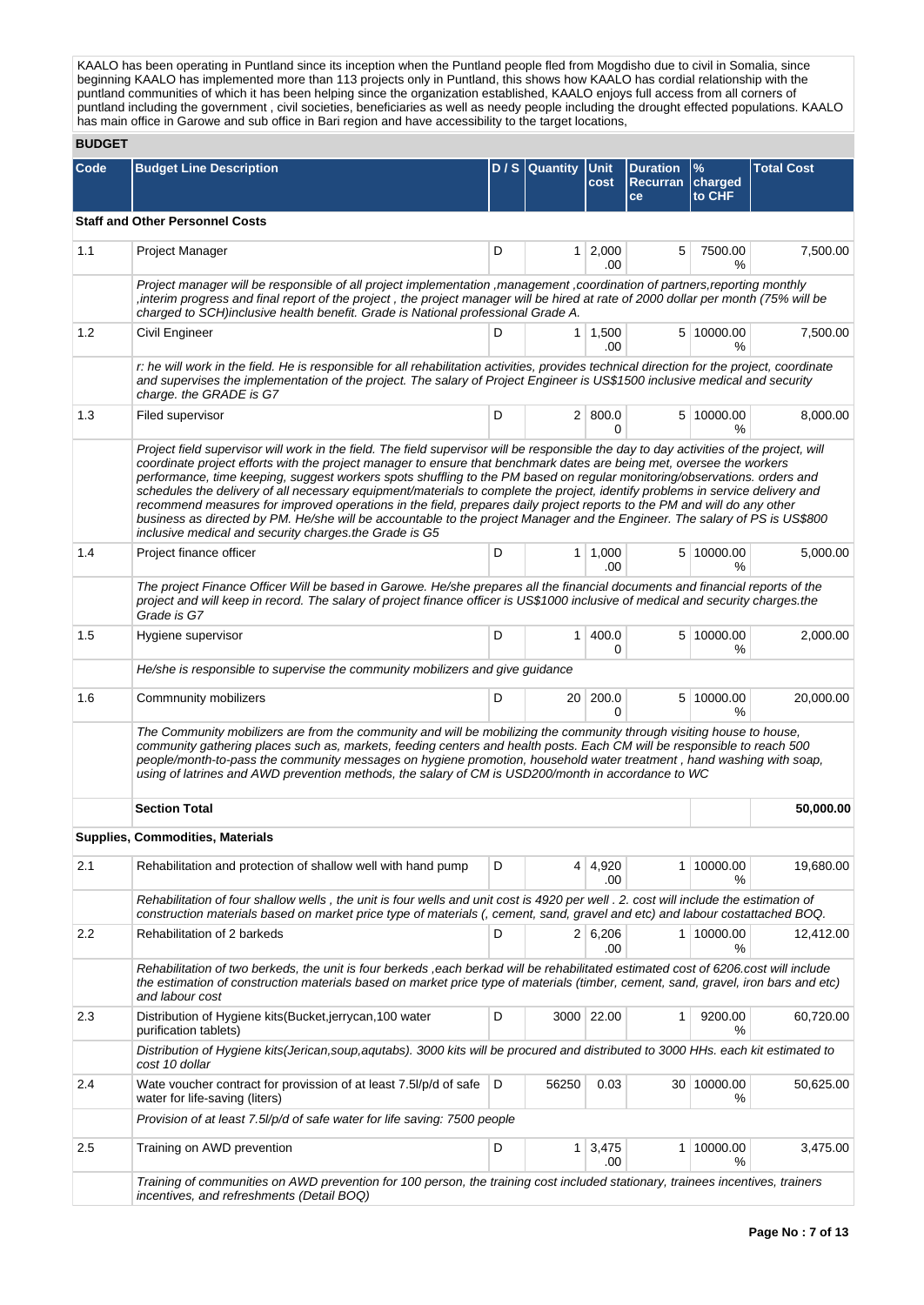KAALO has been operating in Puntland since its inception when the Puntland people fled from Mogdisho due to civil in Somalia, since beginning KAALO has implemented more than 113 projects only in Puntland, this shows how KAALO has cordial relationship with the puntland communities of which it has been helping since the organization established, KAALO enjoys full access from all corners of puntland including the government , civil societies, beneficiaries as well as needy people including the drought effected populations. KAALO has main office in Garowe and sub office in Bari region and have accessibility to the target locations,

## BUDGET

| Code | Budget Line Description | D / S | Quantity | Unit cost | Duration Recurrance | % charged to CHF | Total Cost |
|---|---|---|---|---|---|---|---|
| **Staff and Other Personnel Costs** | | | | | | | |
| 1.1 | Project Manager | D | 1 | 2,000.00 | 5 | 7500.00 % | 7,500.00 |
| | *Project manager will be responsible of all project implementation ,management ,coordination of partners,reporting monthly ,interim progress and final report of the project , the project manager will be hired at rate of 2000 dollar per month (75% will be charged to SCH)inclusive health benefit. Grade is National professional Grade A.* | | | | | | |
| 1.2 | Civil Engineer | D | 1 | 1,500.00 | 5 | 10000.00 % | 7,500.00 |
| | *r: he will work in the field. He is responsible for all rehabilitation activities, provides technical direction for the project, coordinate and supervises the implementation of the project. The salary of Project Engineer is US$1500 inclusive medical and security charge. the GRADE is G7* | | | | | | |
| 1.3 | Filed supervisor | D | 2 | 800.00 | 5 | 10000.00 % | 8,000.00 |
| | *Project field supervisor will work in the field. The field supervisor will be responsible the day to day activities of the project, will coordinate project efforts with the project manager to ensure that benchmark dates are being met, oversee the workers performance, time keeping, suggest workers spots shuffling to the PM based on regular monitoring/observations. orders and schedules the delivery of all necessary equipment/materials to complete the project, identify problems in service delivery and recommend measures for improved operations in the field, prepares daily project reports to the PM and will do any other business as directed by PM. He/she will be accountable to the project Manager and the Engineer. The salary of PS is US$800 inclusive medical and security charges.the Grade is G5* | | | | | | |
| 1.4 | Project finance officer | D | 1 | 1,000.00 | 5 | 10000.00 % | 5,000.00 |
| | *The project Finance Officer Will be based in Garowe. He/she prepares all the financial documents and financial reports of the project and will keep in record. The salary of project finance officer is US$1000 inclusive of medical and security charges.the Grade is G7* | | | | | | |
| 1.5 | Hygiene supervisor | D | 1 | 400.00 | 5 | 10000.00 % | 2,000.00 |
| | *He/she is responsible to supervise the community mobilizers and give guidance* | | | | | | |
| 1.6 | Commnunity mobilizers | D | 20 | 200.00 | 5 | 10000.00 % | 20,000.00 |
| | *The Community mobilizers are from the community and will be mobilizing the community through visiting house to house, community gathering places such as, markets, feeding centers and health posts. Each CM will be responsible to reach 500 people/month-to-pass the community messages on hygiene promotion, household water treatment , hand washing with soap, using of latrines and AWD prevention methods, the salary of CM is USD200/month in accordance to WC* | | | | | | |
| | **Section Total** | | | | | | **50,000.00** |
| **Supplies, Commodities, Materials** | | | | | | | |
| 2.1 | Rehabilitation and protection of shallow well with hand pump | D | 4 | 4,920.00 | 1 | 10000.00 % | 19,680.00 |
| | *Rehabilitation of four shallow wells , the unit is four wells and unit cost is 4920 per well . 2. cost will include the estimation of construction materials based on market price type of materials (, cement, sand, gravel and etc) and labour costattached BOQ.* | | | | | | |
| 2.2 | Rehabilitation of 2 barkeds | D | 2 | 6,206.00 | 1 | 10000.00 % | 12,412.00 |
| | *Rehabilitation of two berkeds, the unit is four berkeds ,each berkad will be rehabilitated estimated cost of 6206.cost will include the estimation of construction materials based on market price type of materials (timber, cement, sand, gravel, iron bars and etc) and labour cost* | | | | | | |
| 2.3 | Distribution of Hygiene kits(Bucket,jerrycan,100 water purification tablets) | D | 3000 | 22.00 | 1 | 9200.00 % | 60,720.00 |
| | *Distribution of Hygiene kits(Jerican,soup,aqutabs). 3000 kits will be procured and distributed to 3000 HHs. each kit estimated to cost 10 dollar* | | | | | | |
| 2.4 | Wate voucher contract for provission of at least 7.5l/p/d of safe water for life-saving (liters) | D | 56250 | 0.03 | 30 | 10000.00 % | 50,625.00 |
| | *Provision of at least 7.5l/p/d of safe water for life saving: 7500 people* | | | | | | |
| 2.5 | Training on AWD prevention | D | 1 | 3,475.00 | 1 | 10000.00 % | 3,475.00 |
| | *Training of communities on AWD prevention for 100 person, the training cost included stationary, trainees incentives, trainers incentives, and refreshments (Detail BOQ)* | | | | | | |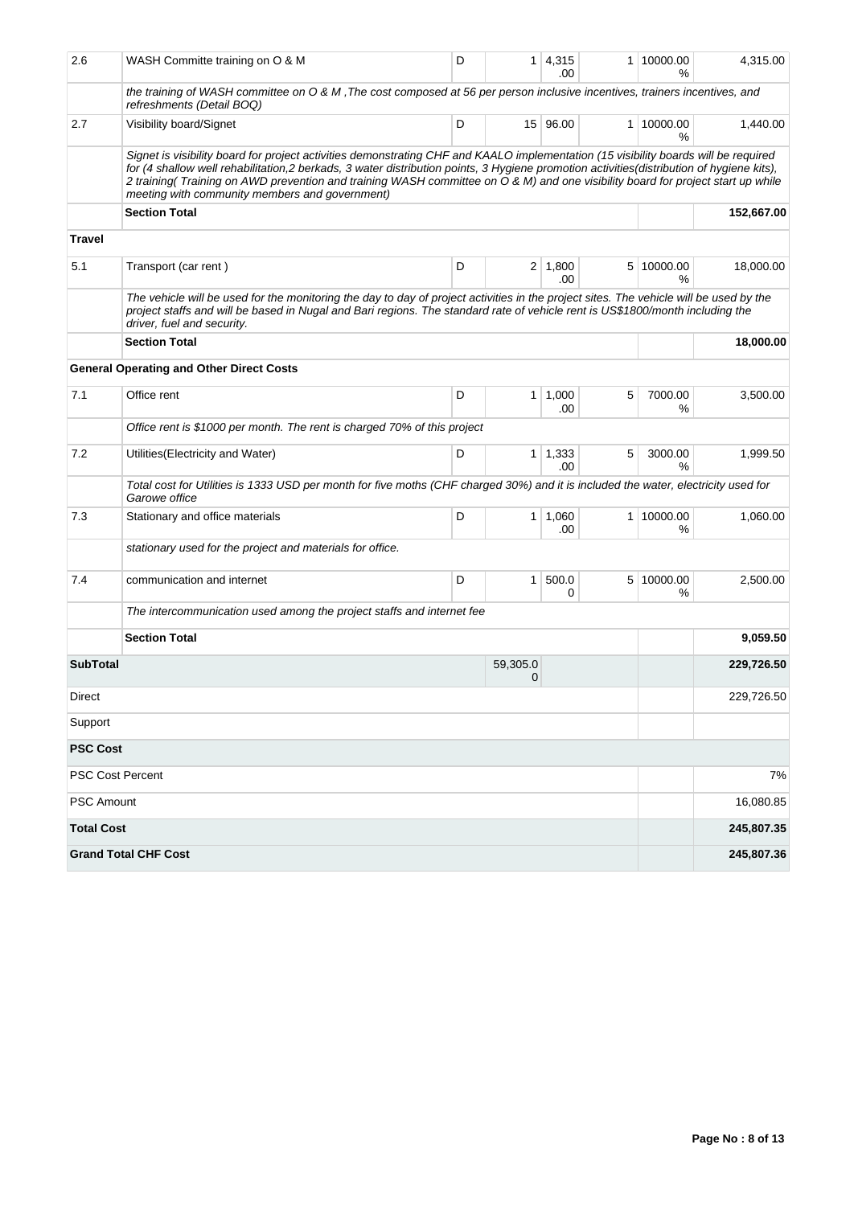| Code | Budget Line Description | D / S | Quantity | Unit cost | Duration Recurran ce | % charged to CHF | Total Cost |
|---|---|---|---|---|---|---|---|
| 2.6 | WASH Committe training on O & M | D | 1 | 4,315.00 | 1 | 10000.00% | 4,315.00 |
| | *the training of WASH committee on O & M ,The cost composed at 56 per person inclusive incentives, trainers incentives, and refreshments (Detail BOQ)* | | | | | | |
| 2.7 | Visibility board/Signet | D | 15 | 96.00 | 1 | 10000.00% | 1,440.00 |
| | *Signet is visibility board for project activities demonstrating CHF and KAALO implementation (15 visibility boards will be required for (4 shallow well rehabilitation,2 berkads, 3 water distribution points, 3 Hygiene promotion activities(distribution of hygiene kits), 2 training( Training on AWD prevention and training WASH committee on O & M) and one visibility board for project start up while meeting with community members and government)* | | | | | | |
| | **Section Total** | | | | | | **152,667.00** |
| **Travel** | | | | | | | |
| 5.1 | Transport (car rent ) | D | 2 | 1,800.00 | 5 | 10000.00% | 18,000.00 |
| | *The vehicle will be used for the monitoring the day to day of project activities in the project sites. The vehicle will be used by the project staffs and will be based in Nugal and Bari regions. The standard rate of vehicle rent is US$1800/month including the driver, fuel and security.* | | | | | | |
| | **Section Total** | | | | | | **18,000.00** |
| | **General Operating and Other Direct Costs** | | | | | | |
| 7.1 | Office rent | D | 1 | 1,000.00 | 5 | 7000.00% | 3,500.00 |
| | *Office rent is $1000 per month. The rent is charged 70% of this project* | | | | | | |
| 7.2 | Utilities(Electricity and Water) | D | 1 | 1,333.00 | 5 | 3000.00% | 1,999.50 |
| | *Total cost for Utilities is 1333 USD per month for five moths (CHF charged 30%) and it is included the water, electricity used for Garowe office* | | | | | | |
| 7.3 | Stationary and office materials | D | 1 | 1,060.00 | 1 | 10000.00% | 1,060.00 |
| | *stationary used for the project and materials for office.* | | | | | | |
| 7.4 | communication and internet | D | 1 | 500.00 | 5 | 10000.00% | 2,500.00 |
| | *The intercommunication used among the project staffs and internet fee* | | | | | | |
| | **Section Total** | | | | | | **9,059.50** |
| **SubTotal** | | | 59,305.00 | | | | **229,726.50** |
| Direct | | | | | | | 229,726.50 |
| Support | | | | | | | |
| **PSC Cost** | | | | | | | |
| PSC Cost Percent | | | | | | | 7% |
| PSC Amount | | | | | | | 16,080.85 |
| **Total Cost** | | | | | | | **245,807.35** |
| **Grand Total CHF Cost** | | | | | | | **245,807.36** |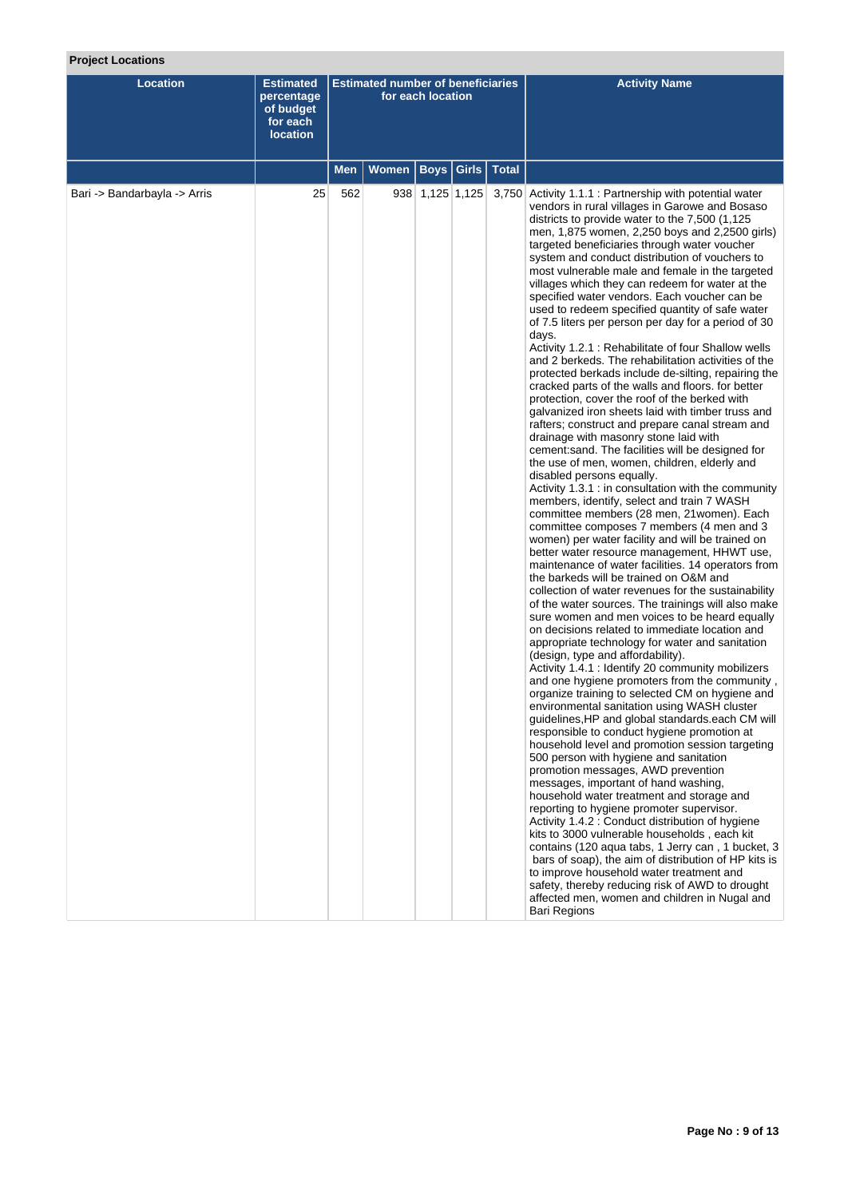## Project Locations

| Location | Estimated percentage of budget for each location | Estimated number of beneficiaries for each location | | | | | Activity Name |
|---|---|---|---|---|---|---|---|
| | | Men | Women | Boys | Girls | Total | |
| Bari -> Bandarbayla -> Arris | 25 | 562 | 938 | 1,125 | 1,125 | 3,750 | Activity 1.1.1 : Partnership with potential water vendors in rural villages in Garowe and Bosaso districts to provide water to the 7,500 (1,125 men, 1,875 women, 2,250 boys and 2,2500 girls) targeted beneficiaries through water voucher system and conduct distribution of vouchers to most vulnerable male and female in the targeted villages which they can redeem for water at the specified water vendors. Each voucher can be used to redeem specified quantity of safe water of 7.5 liters per person per day for a period of 30 days.<br>Activity 1.2.1 : Rehabilitate of four Shallow wells and 2 berkeds. The rehabilitation activities of the protected berkads include de-silting, repairing the cracked parts of the walls and floors. for better protection, cover the roof of the berked with galvanized iron sheets laid with timber truss and rafters; construct and prepare canal stream and drainage with masonry stone laid with cement:sand. The facilities will be designed for the use of men, women, children, elderly and disabled persons equally.<br>Activity 1.3.1 : in consultation with the community members, identify, select and train 7 WASH committee members (28 men, 21women). Each committee composes 7 members (4 men and 3 women) per water facility and will be trained on better water resource management, HHWT use, maintenance of water facilities. 14 operators from the barkeds will be trained on O&M and collection of water revenues for the sustainability of the water sources. The trainings will also make sure women and men voices to be heard equally on decisions related to immediate location and appropriate technology for water and sanitation (design, type and affordability).<br>Activity 1.4.1 : Identify 20 community mobilizers and one hygiene promoters from the community , organize training to selected CM on hygiene and environmental sanitation using WASH cluster guidelines,HP and global standards.each CM will responsible to conduct hygiene promotion at household level and promotion session targeting 500 person with hygiene and sanitation promotion messages, AWD prevention messages, important of hand washing, household water treatment and storage and reporting to hygiene promoter supervisor.<br>Activity 1.4.2 : Conduct distribution of hygiene kits to 3000 vulnerable households , each kit contains (120 aqua tabs, 1 Jerry can , 1 bucket, 3 bars of soap), the aim of distribution of HP kits is to improve household water treatment and safety, thereby reducing risk of AWD to drought affected men, women and children in Nugal and Bari Regions |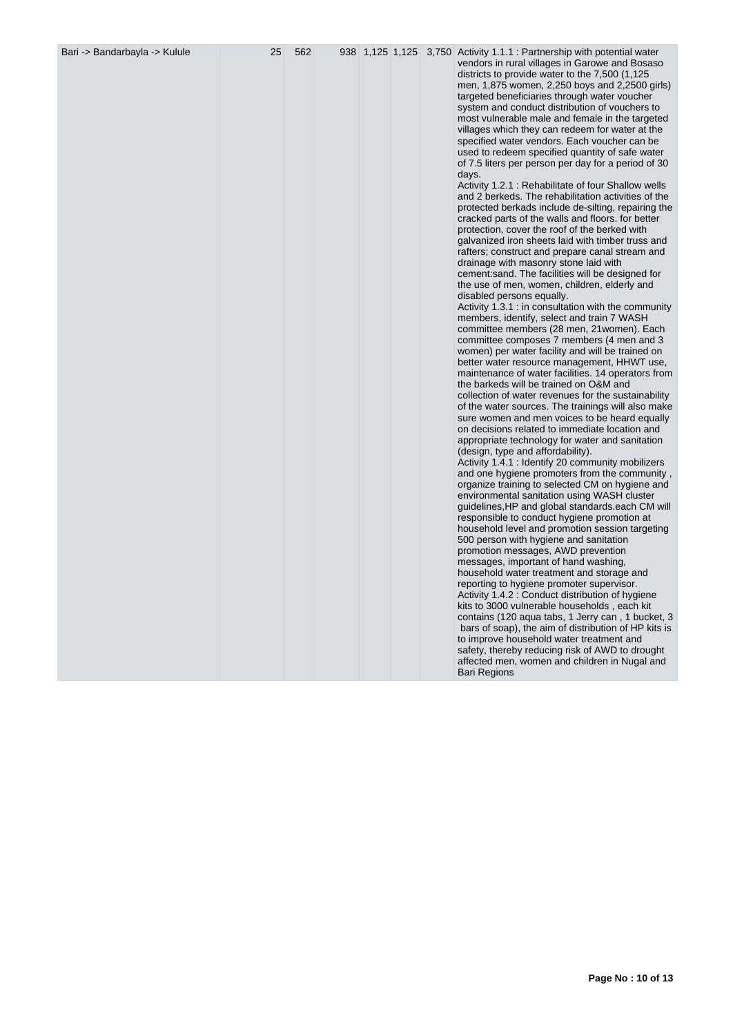| | | | | | | | |
|---|---|---|---|---|---|---|---|
| Bari -> Bandarbayla -> Kulule | 25 | 562 | 938 | 1,125 | 1,125 | 3,750 | Activity 1.1.1 : Partnership with potential water vendors in rural villages in Garowe and Bosaso districts to provide water to the 7,500 (1,125 men, 1,875 women, 2,250 boys and 2,2500 girls) targeted beneficiaries through water voucher system and conduct distribution of vouchers to most vulnerable male and female in the targeted villages which they can redeem for water at the specified water vendors. Each voucher can be used to redeem specified quantity of safe water of 7.5 liters per person per day for a period of 30 days.<br>Activity 1.2.1 : Rehabilitate of four Shallow wells and 2 berkeds. The rehabilitation activities of the protected berkads include de-silting, repairing the cracked parts of the walls and floors. for better protection, cover the roof of the berked with galvanized iron sheets laid with timber truss and rafters; construct and prepare canal stream and drainage with masonry stone laid with cement:sand. The facilities will be designed for the use of men, women, children, elderly and disabled persons equally.<br>Activity 1.3.1 : in consultation with the community members, identify, select and train 7 WASH committee members (28 men, 21women). Each committee composes 7 members (4 men and 3 women) per water facility and will be trained on better water resource management, HHWT use, maintenance of water facilities. 14 operators from the barkeds will be trained on O&M and collection of water revenues for the sustainability of the water sources. The trainings will also make sure women and men voices to be heard equally on decisions related to immediate location and appropriate technology for water and sanitation (design, type and affordability).<br>Activity 1.4.1 : Identify 20 community mobilizers and one hygiene promoters from the community , organize training to selected CM on hygiene and environmental sanitation using WASH cluster guidelines,HP and global standards.each CM will responsible to conduct hygiene promotion at household level and promotion session targeting 500 person with hygiene and sanitation promotion messages, AWD prevention messages, important of hand washing, household water treatment and storage and reporting to hygiene promoter supervisor.<br>Activity 1.4.2 : Conduct distribution of hygiene kits to 3000 vulnerable households , each kit contains (120 aqua tabs, 1 Jerry can , 1 bucket, 3 bars of soap), the aim of distribution of HP kits is to improve household water treatment and safety, thereby reducing risk of AWD to drought affected men, women and children in Nugal and Bari Regions |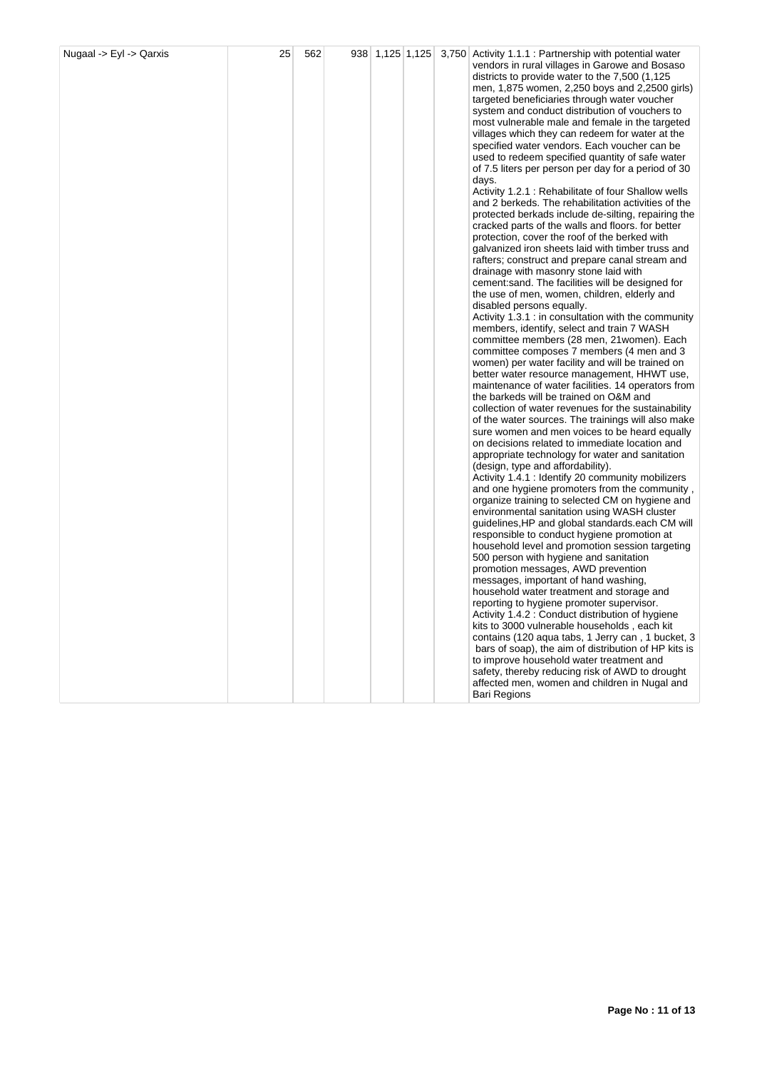| Nugaal -> Eyl -> Qarxis | 25 | 562 | 938 | 1,125 | 1,125 | 3,750 | Activity 1.1.1 : Partnership with potential water vendors in rural villages in Garowe and Bosaso districts to provide water to the 7,500 (1,125 men, 1,875 women, 2,250 boys and 2,2500 girls) targeted beneficiaries through water voucher system and conduct distribution of vouchers to most vulnerable male and female in the targeted villages which they can redeem for water at the specified water vendors. Each voucher can be used to redeem specified quantity of safe water of 7.5 liters per person per day for a period of 30 days.<br>Activity 1.2.1 : Rehabilitate of four Shallow wells and 2 berkeds. The rehabilitation activities of the protected berkads include de-silting, repairing the cracked parts of the walls and floors. for better protection, cover the roof of the berked with galvanized iron sheets laid with timber truss and rafters; construct and prepare canal stream and drainage with masonry stone laid with cement:sand. The facilities will be designed for the use of men, women, children, elderly and disabled persons equally.<br>Activity 1.3.1 : in consultation with the community members, identify, select and train 7 WASH committee members (28 men, 21women). Each committee composes 7 members (4 men and 3 women) per water facility and will be trained on better water resource management, HHWT use, maintenance of water facilities. 14 operators from the barkeds will be trained on O&M and collection of water revenues for the sustainability of the water sources. The trainings will also make sure women and men voices to be heard equally on decisions related to immediate location and appropriate technology for water and sanitation (design, type and affordability).<br>Activity 1.4.1 : Identify 20 community mobilizers and one hygiene promoters from the community , organize training to selected CM on hygiene and environmental sanitation using WASH cluster guidelines,HP and global standards.each CM will responsible to conduct hygiene promotion at household level and promotion session targeting 500 person with hygiene and sanitation promotion messages, AWD prevention messages, important of hand washing, household water treatment and storage and reporting to hygiene promoter supervisor.<br>Activity 1.4.2 : Conduct distribution of hygiene kits to 3000 vulnerable households , each kit contains (120 aqua tabs, 1 Jerry can , 1 bucket, 3 bars of soap), the aim of distribution of HP kits is to improve household water treatment and safety, thereby reducing risk of AWD to drought affected men, women and children in Nugal and Bari Regions |
|---|---|---|---|---|---|---|---|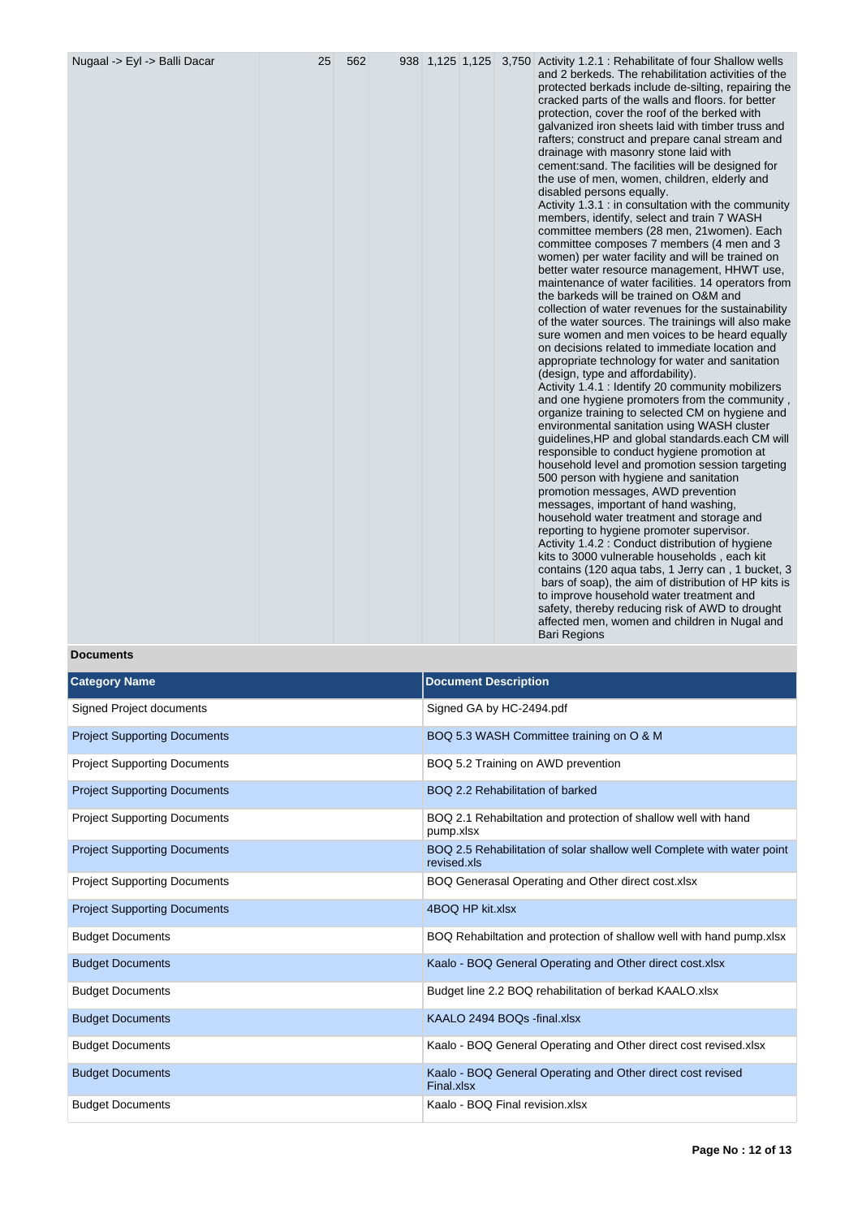| | | | | | | | | |
|---|---|---|---|---|---|---|---|---|
| Nugaal -> Eyl -> Balli Dacar | 25 | 562 | | 938 | 1,125 | 1,125 | 3,750 | Activity 1.2.1 : Rehabilitate of four Shallow wells and 2 berkeds. The rehabilitation activities of the protected berkads include de-silting, repairing the cracked parts of the walls and floors. for better protection, cover the roof of the berked with galvanized iron sheets laid with timber truss and rafters; construct and prepare canal stream and drainage with masonry stone laid with cement:sand. The facilities will be designed for the use of men, women, children, elderly and disabled persons equally.<br>Activity 1.3.1 : in consultation with the community members, identify, select and train 7 WASH committee members (28 men, 21women). Each committee composes 7 members (4 men and 3 women) per water facility and will be trained on better water resource management, HHWT use, maintenance of water facilities. 14 operators from the barkeds will be trained on O&M and collection of water revenues for the sustainability of the water sources. The trainings will also make sure women and men voices to be heard equally on decisions related to immediate location and appropriate technology for water and sanitation (design, type and affordability).<br>Activity 1.4.1 : Identify 20 community mobilizers and one hygiene promoters from the community , organize training to selected CM on hygiene and environmental sanitation using WASH cluster guidelines,HP and global standards.each CM will responsible to conduct hygiene promotion at household level and promotion session targeting 500 person with hygiene and sanitation promotion messages, AWD prevention messages, important of hand washing, household water treatment and storage and reporting to hygiene promoter supervisor.<br>Activity 1.4.2 : Conduct distribution of hygiene kits to 3000 vulnerable households , each kit contains (120 aqua tabs, 1 Jerry can , 1 bucket, 3 bars of soap), the aim of distribution of HP kits is to improve household water treatment and safety, thereby reducing risk of AWD to drought affected men, women and children in Nugal and Bari Regions |

**Documents**

| Category Name | Document Description |
|---|---|
| Signed Project documents | Signed GA by HC-2494.pdf |
| Project Supporting Documents | BOQ 5.3 WASH Committee training on O & M |
| Project Supporting Documents | BOQ 5.2 Training on AWD prevention |
| Project Supporting Documents | BOQ 2.2 Rehabilitation of barked |
| Project Supporting Documents | BOQ 2.1 Rehabiltation and protection of shallow well with hand pump.xlsx |
| Project Supporting Documents | BOQ 2.5 Rehabilitation of solar shallow well Complete with water point revised.xls |
| Project Supporting Documents | BOQ Generasal Operating and Other direct cost.xlsx |
| Project Supporting Documents | 4BOQ HP kit.xlsx |
| Budget Documents | BOQ Rehabiltation and protection of shallow well with hand pump.xlsx |
| Budget Documents | Kaalo - BOQ General Operating and Other direct cost.xlsx |
| Budget Documents | Budget line 2.2 BOQ rehabilitation of berkad KAALO.xlsx |
| Budget Documents | KAALO 2494 BOQs -final.xlsx |
| Budget Documents | Kaalo - BOQ General Operating and Other direct cost revised.xlsx |
| Budget Documents | Kaalo - BOQ General Operating and Other direct cost revised Final.xlsx |
| Budget Documents | Kaalo - BOQ Final revision.xlsx |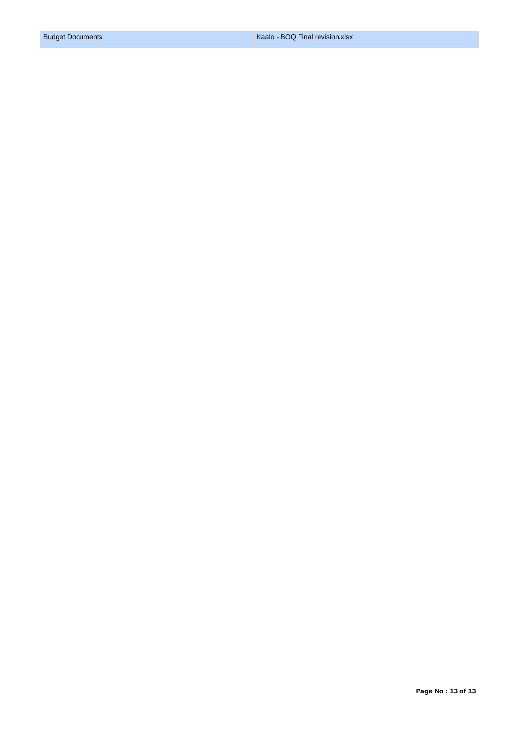| | |
| --- | --- |
| Budget Documents | Kaalo - BOQ Final revision.xlsx |